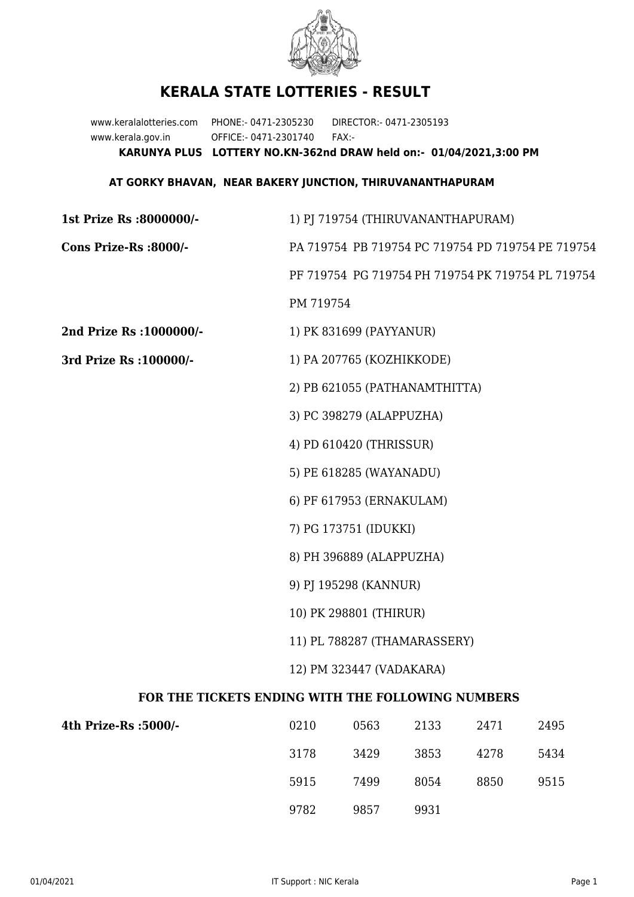# KERALA STATE LOTTERIES - RESULT

www.keralalotteries.com PHONE:- 0471-2305230 DIRECTOR:- 0471-2305193
www.kerala.gov.in OFFICE:- 0471-2301740 FAX:-

**KARUNYA PLUS LOTTERY NO.KN-362nd DRAW held on:- 01/04/2021,3:00 PM**

**AT GORKY BHAVAN, NEAR BAKERY JUNCTION, THIRUVANANTHAPURAM**

**1st Prize Rs :8000000/-** 1) PJ 719754 (THIRUVANANTHAPURAM)

**Cons Prize-Rs :8000/-** PA 719754 PB 719754 PC 719754 PD 719754 PE 719754 PF 719754 PG 719754 PH 719754 PK 719754 PL 719754 PM 719754

**2nd Prize Rs :1000000/-** 1) PK 831699 (PAYYANUR)

**3rd Prize Rs :100000/-**

1) PA 207765 (KOZHIKKODE)
2) PB 621055 (PATHANAMTHITTA)
3) PC 398279 (ALAPPUZHA)
4) PD 610420 (THRISSUR)
5) PE 618285 (WAYANADU)
6) PF 617953 (ERNAKULAM)
7) PG 173751 (IDUKKI)
8) PH 396889 (ALAPPUZHA)
9) PJ 195298 (KANNUR)
10) PK 298801 (THIRUR)
11) PL 788287 (THAMARASSERY)
12) PM 323447 (VADAKARA)

## FOR THE TICKETS ENDING WITH THE FOLLOWING NUMBERS

**4th Prize-Rs :5000/-**

| | | | | |
|---|---|---|---|---|
| 0210 | 0563 | 2133 | 2471 | 2495 |
| 3178 | 3429 | 3853 | 4278 | 5434 |
| 5915 | 7499 | 8054 | 8850 | 9515 |
| 9782 | 9857 | 9931 | | |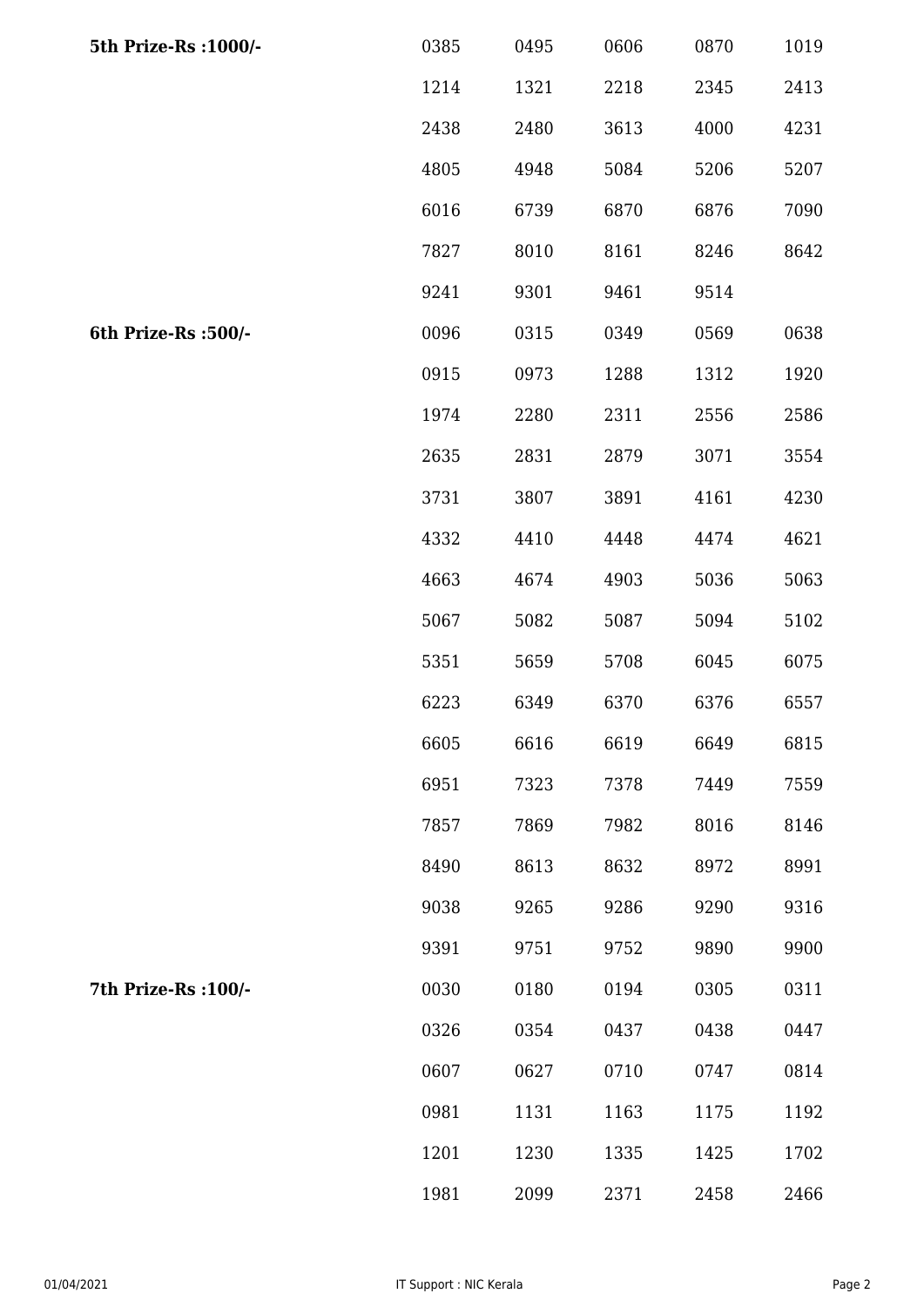**5th Prize-Rs :1000/-**

| | | | | |
|---|---|---|---|---|
| 0385 | 0495 | 0606 | 0870 | 1019 |
| 1214 | 1321 | 2218 | 2345 | 2413 |
| 2438 | 2480 | 3613 | 4000 | 4231 |
| 4805 | 4948 | 5084 | 5206 | 5207 |
| 6016 | 6739 | 6870 | 6876 | 7090 |
| 7827 | 8010 | 8161 | 8246 | 8642 |
| 9241 | 9301 | 9461 | 9514 | |

**6th Prize-Rs :500/-**

| | | | | |
|---|---|---|---|---|
| 0096 | 0315 | 0349 | 0569 | 0638 |
| 0915 | 0973 | 1288 | 1312 | 1920 |
| 1974 | 2280 | 2311 | 2556 | 2586 |
| 2635 | 2831 | 2879 | 3071 | 3554 |
| 3731 | 3807 | 3891 | 4161 | 4230 |
| 4332 | 4410 | 4448 | 4474 | 4621 |
| 4663 | 4674 | 4903 | 5036 | 5063 |
| 5067 | 5082 | 5087 | 5094 | 5102 |
| 5351 | 5659 | 5708 | 6045 | 6075 |
| 6223 | 6349 | 6370 | 6376 | 6557 |
| 6605 | 6616 | 6619 | 6649 | 6815 |
| 6951 | 7323 | 7378 | 7449 | 7559 |
| 7857 | 7869 | 7982 | 8016 | 8146 |
| 8490 | 8613 | 8632 | 8972 | 8991 |
| 9038 | 9265 | 9286 | 9290 | 9316 |
| 9391 | 9751 | 9752 | 9890 | 9900 |

**7th Prize-Rs :100/-**

| | | | | |
|---|---|---|---|---|
| 0030 | 0180 | 0194 | 0305 | 0311 |
| 0326 | 0354 | 0437 | 0438 | 0447 |
| 0607 | 0627 | 0710 | 0747 | 0814 |
| 0981 | 1131 | 1163 | 1175 | 1192 |
| 1201 | 1230 | 1335 | 1425 | 1702 |
| 1981 | 2099 | 2371 | 2458 | 2466 |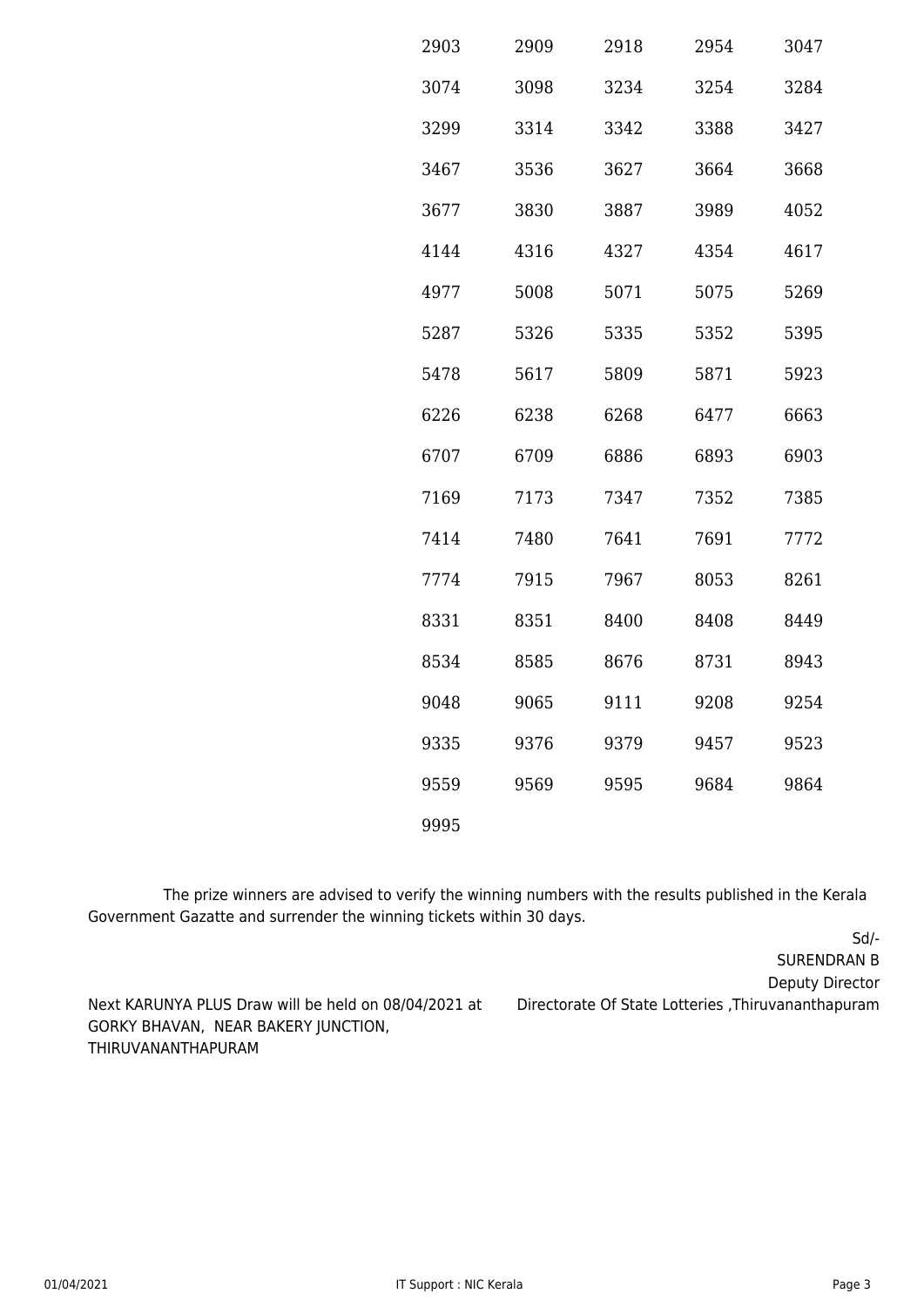| | | | | |
|---|---|---|---|---|
| 2903 | 2909 | 2918 | 2954 | 3047 |
| 3074 | 3098 | 3234 | 3254 | 3284 |
| 3299 | 3314 | 3342 | 3388 | 3427 |
| 3467 | 3536 | 3627 | 3664 | 3668 |
| 3677 | 3830 | 3887 | 3989 | 4052 |
| 4144 | 4316 | 4327 | 4354 | 4617 |
| 4977 | 5008 | 5071 | 5075 | 5269 |
| 5287 | 5326 | 5335 | 5352 | 5395 |
| 5478 | 5617 | 5809 | 5871 | 5923 |
| 6226 | 6238 | 6268 | 6477 | 6663 |
| 6707 | 6709 | 6886 | 6893 | 6903 |
| 7169 | 7173 | 7347 | 7352 | 7385 |
| 7414 | 7480 | 7641 | 7691 | 7772 |
| 7774 | 7915 | 7967 | 8053 | 8261 |
| 8331 | 8351 | 8400 | 8408 | 8449 |
| 8534 | 8585 | 8676 | 8731 | 8943 |
| 9048 | 9065 | 9111 | 9208 | 9254 |
| 9335 | 9376 | 9379 | 9457 | 9523 |
| 9559 | 9569 | 9595 | 9684 | 9864 |
| 9995 | | | | |

The prize winners are advised to verify the winning numbers with the results published in the Kerala Government Gazatte and surrender the winning tickets within 30 days.

Sd/-
SURENDRAN B
Deputy Director
Directorate Of State Lotteries ,Thiruvananthapuram

Next KARUNYA PLUS Draw will be held on 08/04/2021 at GORKY BHAVAN, NEAR BAKERY JUNCTION, THIRUVANANTHAPURAM